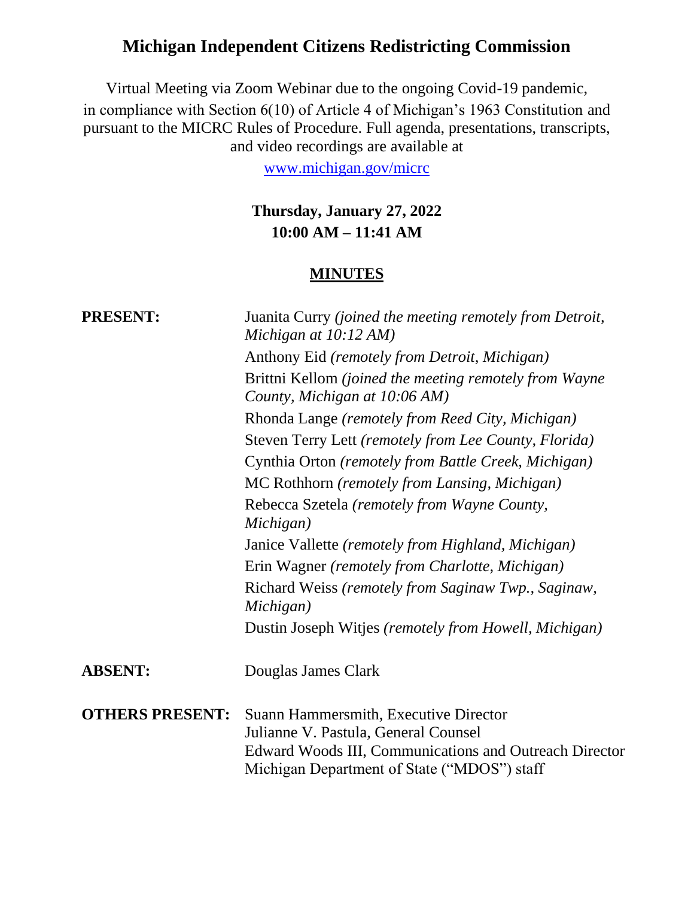# Michigan Independent Citizens Redistricting Commission

Virtual Meeting via Zoom Webinar due to the ongoing Covid-19 pandemic, in compliance with Section 6(10) of Article 4 of Michigan's 1963 Constitution and pursuant to the MICRC Rules of Procedure. Full agenda, presentations, transcripts, and video recordings are available at

[www.michigan.gov/micrc](www.michigan.gov/micrc)

**Thursday, January 27, 2022**
**10:00 AM – 11:41 AM**

## MINUTES

**PRESENT:**

Juanita Curry *(joined the meeting remotely from Detroit, Michigan at 10:12 AM)*
Anthony Eid *(remotely from Detroit, Michigan)*
Brittni Kellom *(joined the meeting remotely from Wayne County, Michigan at 10:06 AM)*
Rhonda Lange *(remotely from Reed City, Michigan)*
Steven Terry Lett *(remotely from Lee County, Florida)*
Cynthia Orton *(remotely from Battle Creek, Michigan)*
MC Rothhorn *(remotely from Lansing, Michigan)*
Rebecca Szetela *(remotely from Wayne County, Michigan)*
Janice Vallette *(remotely from Highland, Michigan)*
Erin Wagner *(remotely from Charlotte, Michigan)*
Richard Weiss *(remotely from Saginaw Twp., Saginaw, Michigan)*
Dustin Joseph Witjes *(remotely from Howell, Michigan)*

**ABSENT:**

Douglas James Clark

**OTHERS PRESENT:**

Suann Hammersmith, Executive Director
Julianne V. Pastula, General Counsel
Edward Woods III, Communications and Outreach Director
Michigan Department of State ("MDOS") staff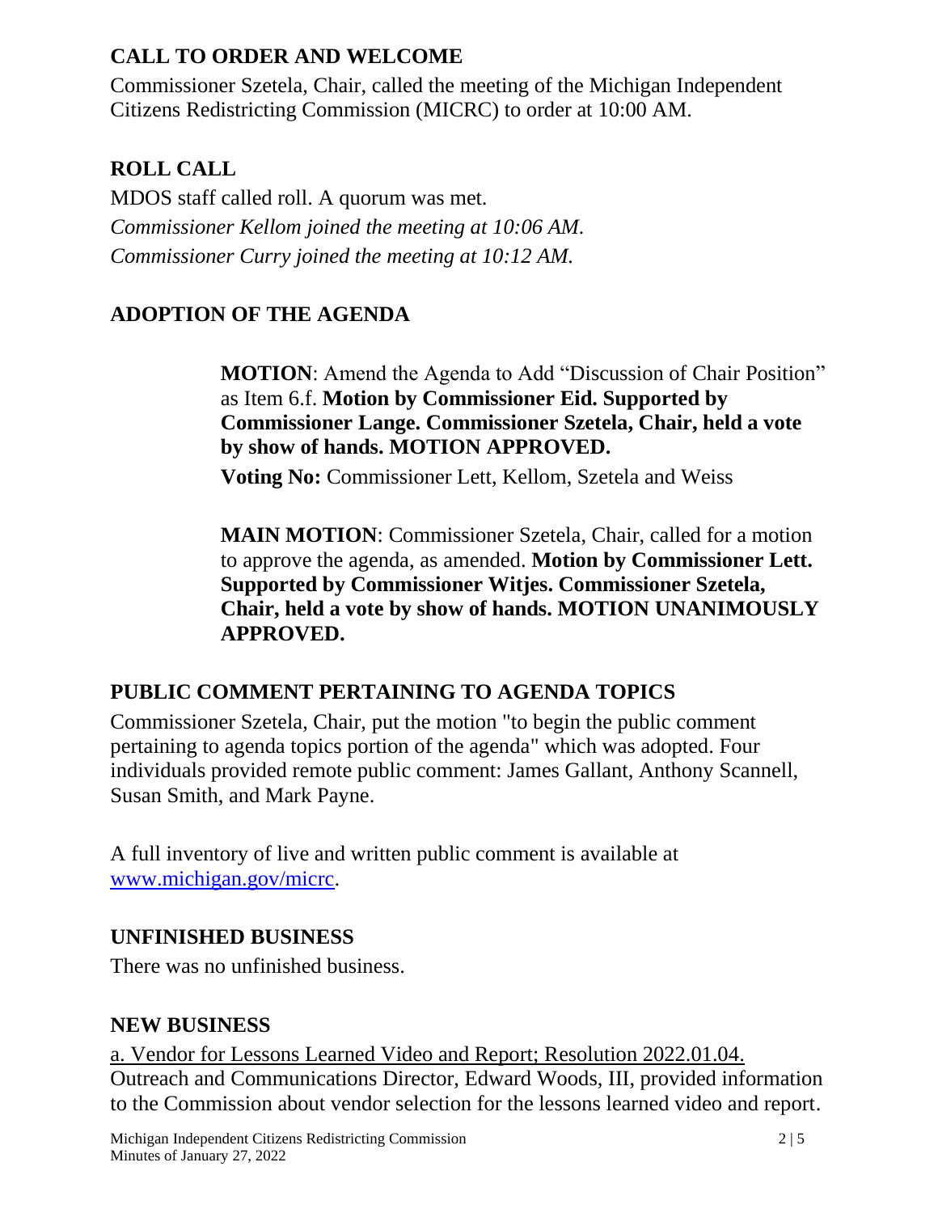## CALL TO ORDER AND WELCOME

Commissioner Szetela, Chair, called the meeting of the Michigan Independent Citizens Redistricting Commission (MICRC) to order at 10:00 AM.

## ROLL CALL

MDOS staff called roll. A quorum was met.

*Commissioner Kellom joined the meeting at 10:06 AM.*

*Commissioner Curry joined the meeting at 10:12 AM.*

## ADOPTION OF THE AGENDA

**MOTION**: Amend the Agenda to Add "Discussion of Chair Position" as Item 6.f. **Motion by Commissioner Eid. Supported by Commissioner Lange. Commissioner Szetela, Chair, held a vote by show of hands. MOTION APPROVED.**

**Voting No:** Commissioner Lett, Kellom, Szetela and Weiss

**MAIN MOTION**: Commissioner Szetela, Chair, called for a motion to approve the agenda, as amended. **Motion by Commissioner Lett. Supported by Commissioner Witjes. Commissioner Szetela, Chair, held a vote by show of hands. MOTION UNANIMOUSLY APPROVED.**

## PUBLIC COMMENT PERTAINING TO AGENDA TOPICS

Commissioner Szetela, Chair, put the motion "to begin the public comment pertaining to agenda topics portion of the agenda" which was adopted. Four individuals provided remote public comment: James Gallant, Anthony Scannell, Susan Smith, and Mark Payne.

A full inventory of live and written public comment is available at [www.michigan.gov/micrc](www.michigan.gov/micrc).

## UNFINISHED BUSINESS

There was no unfinished business.

## NEW BUSINESS

a. Vendor for Lessons Learned Video and Report; Resolution 2022.01.04.

Outreach and Communications Director, Edward Woods, III, provided information to the Commission about vendor selection for the lessons learned video and report.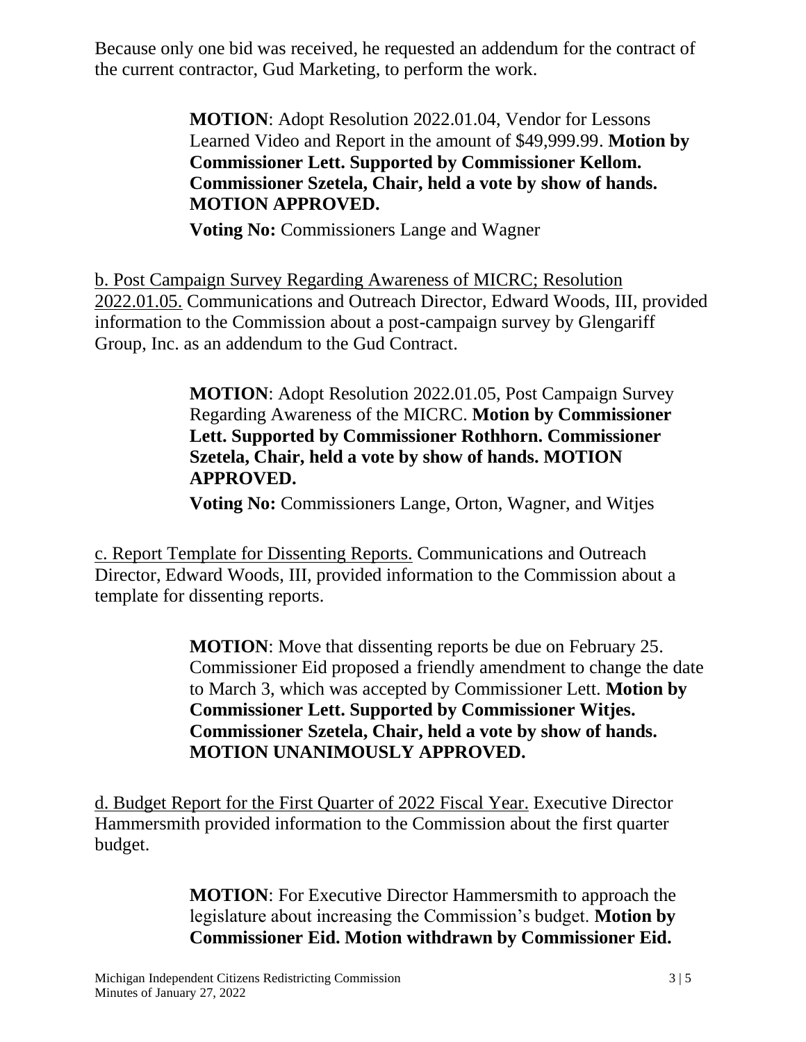Because only one bid was received, he requested an addendum for the contract of the current contractor, Gud Marketing, to perform the work.

> **MOTION**: Adopt Resolution 2022.01.04, Vendor for Lessons Learned Video and Report in the amount of $49,999.99. **Motion by Commissioner Lett. Supported by Commissioner Kellom. Commissioner Szetela, Chair, held a vote by show of hands. MOTION APPROVED.**
>
> **Voting No:** Commissioners Lange and Wagner

<u>b. Post Campaign Survey Regarding Awareness of MICRC; Resolution 2022.01.05.</u> Communications and Outreach Director, Edward Woods, III, provided information to the Commission about a post-campaign survey by Glengariff Group, Inc. as an addendum to the Gud Contract.

> **MOTION**: Adopt Resolution 2022.01.05, Post Campaign Survey Regarding Awareness of the MICRC. **Motion by Commissioner Lett. Supported by Commissioner Rothhorn. Commissioner Szetela, Chair, held a vote by show of hands. MOTION APPROVED.**
>
> **Voting No:** Commissioners Lange, Orton, Wagner, and Witjes

<u>c. Report Template for Dissenting Reports.</u> Communications and Outreach Director, Edward Woods, III, provided information to the Commission about a template for dissenting reports.

> **MOTION**: Move that dissenting reports be due on February 25. Commissioner Eid proposed a friendly amendment to change the date to March 3, which was accepted by Commissioner Lett. **Motion by Commissioner Lett. Supported by Commissioner Witjes. Commissioner Szetela, Chair, held a vote by show of hands. MOTION UNANIMOUSLY APPROVED.**

<u>d. Budget Report for the First Quarter of 2022 Fiscal Year.</u> Executive Director Hammersmith provided information to the Commission about the first quarter budget.

> **MOTION**: For Executive Director Hammersmith to approach the legislature about increasing the Commission's budget. **Motion by Commissioner Eid. Motion withdrawn by Commissioner Eid.**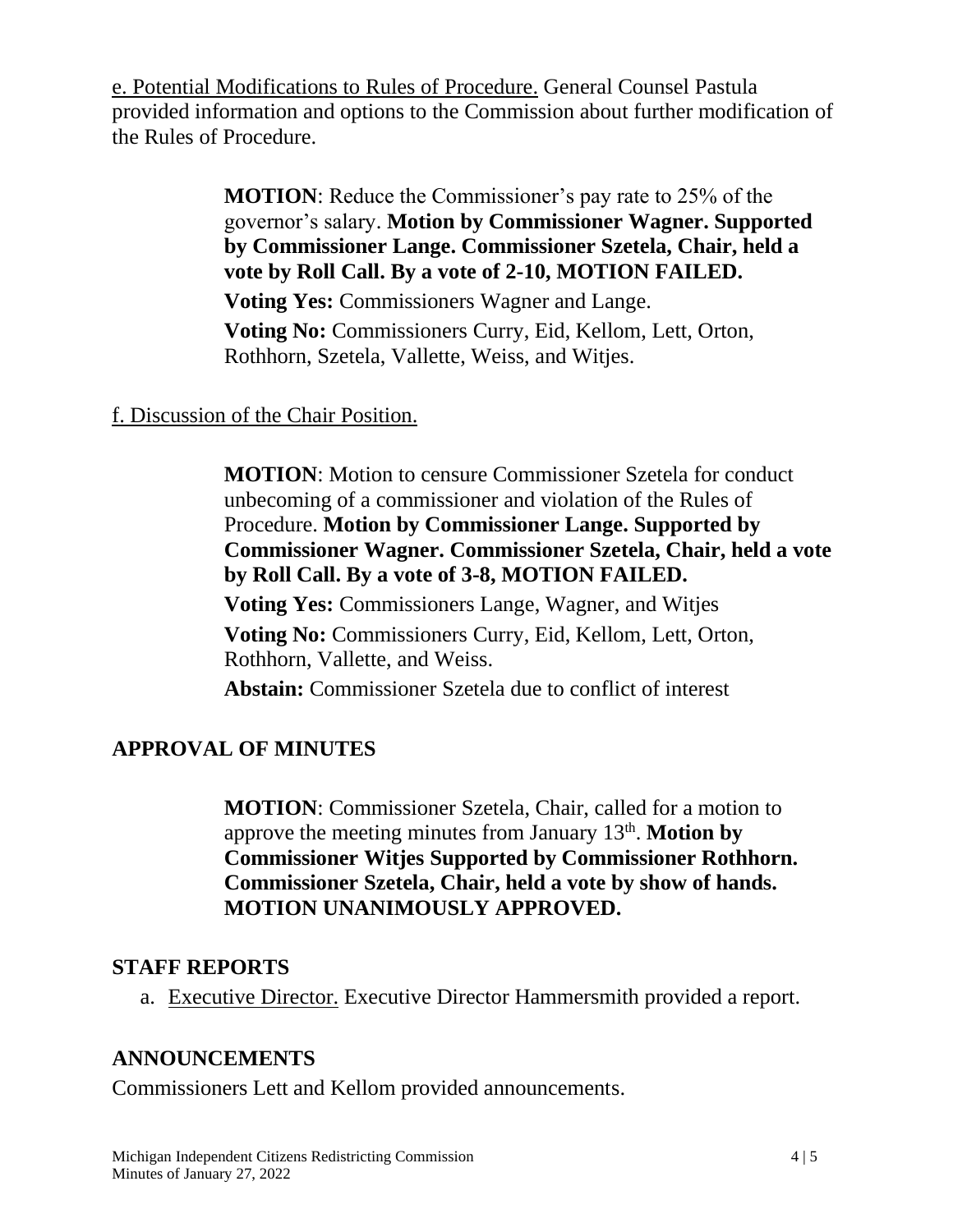e. Potential Modifications to Rules of Procedure. General Counsel Pastula provided information and options to the Commission about further modification of the Rules of Procedure.

> **MOTION**: Reduce the Commissioner's pay rate to 25% of the governor's salary. **Motion by Commissioner Wagner. Supported by Commissioner Lange. Commissioner Szetela, Chair, held a vote by Roll Call. By a vote of 2-10, MOTION FAILED.**
>
> **Voting Yes:** Commissioners Wagner and Lange.
>
> **Voting No:** Commissioners Curry, Eid, Kellom, Lett, Orton, Rothhorn, Szetela, Vallette, Weiss, and Witjes.

f. Discussion of the Chair Position.

> **MOTION**: Motion to censure Commissioner Szetela for conduct unbecoming of a commissioner and violation of the Rules of Procedure. **Motion by Commissioner Lange. Supported by Commissioner Wagner. Commissioner Szetela, Chair, held a vote by Roll Call. By a vote of 3-8, MOTION FAILED.**
>
> **Voting Yes:** Commissioners Lange, Wagner, and Witjes
>
> **Voting No:** Commissioners Curry, Eid, Kellom, Lett, Orton, Rothhorn, Vallette, and Weiss.
>
> **Abstain:** Commissioner Szetela due to conflict of interest

## APPROVAL OF MINUTES

> **MOTION**: Commissioner Szetela, Chair, called for a motion to approve the meeting minutes from January 13th. **Motion by Commissioner Witjes Supported by Commissioner Rothhorn. Commissioner Szetela, Chair, held a vote by show of hands. MOTION UNANIMOUSLY APPROVED.**

## STAFF REPORTS

a. Executive Director. Executive Director Hammersmith provided a report.

## ANNOUNCEMENTS

Commissioners Lett and Kellom provided announcements.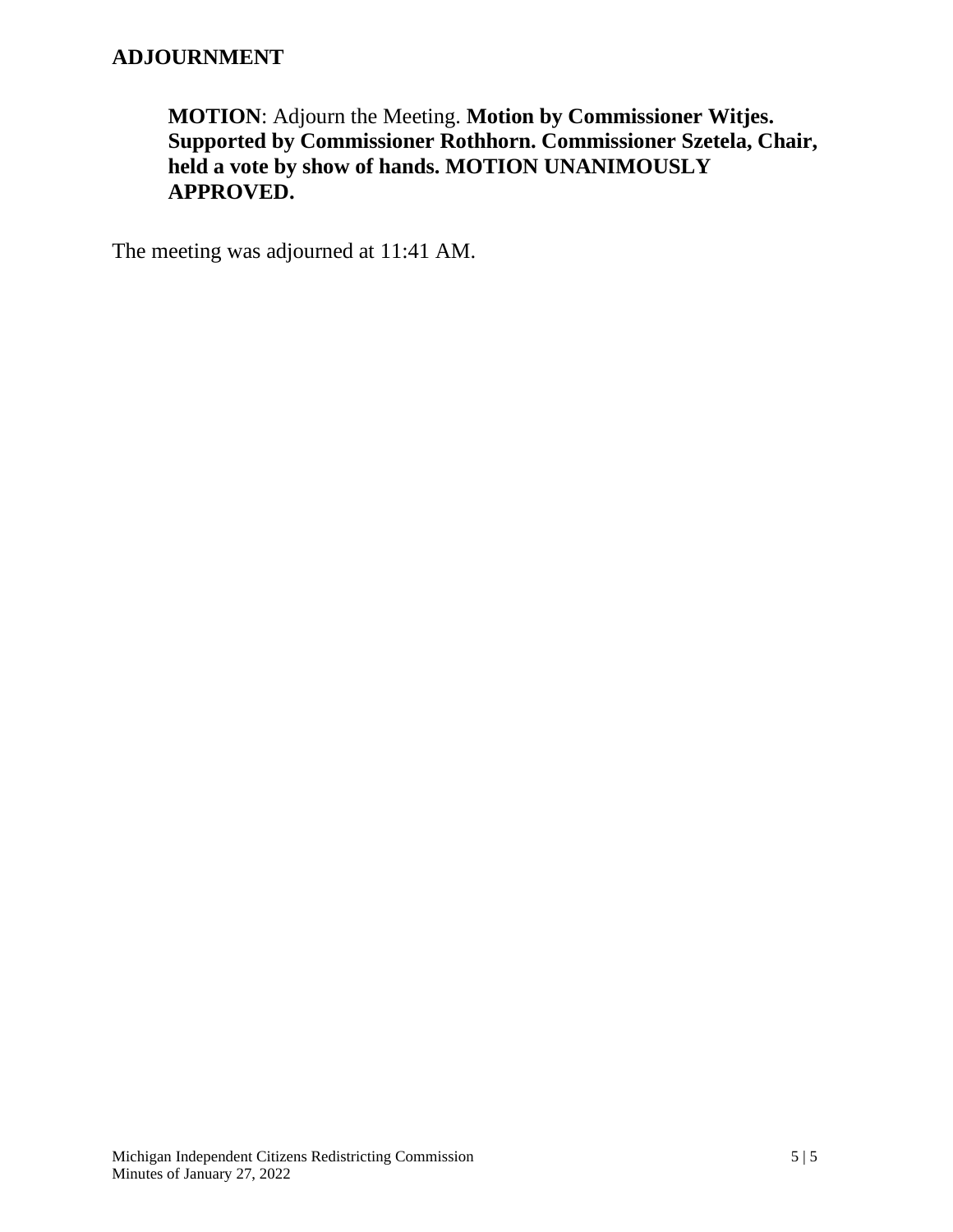## ADJOURNMENT

> **MOTION**: Adjourn the Meeting. **Motion by Commissioner Witjes. Supported by Commissioner Rothhorn. Commissioner Szetela, Chair, held a vote by show of hands. MOTION UNANIMOUSLY APPROVED.**

The meeting was adjourned at 11:41 AM.